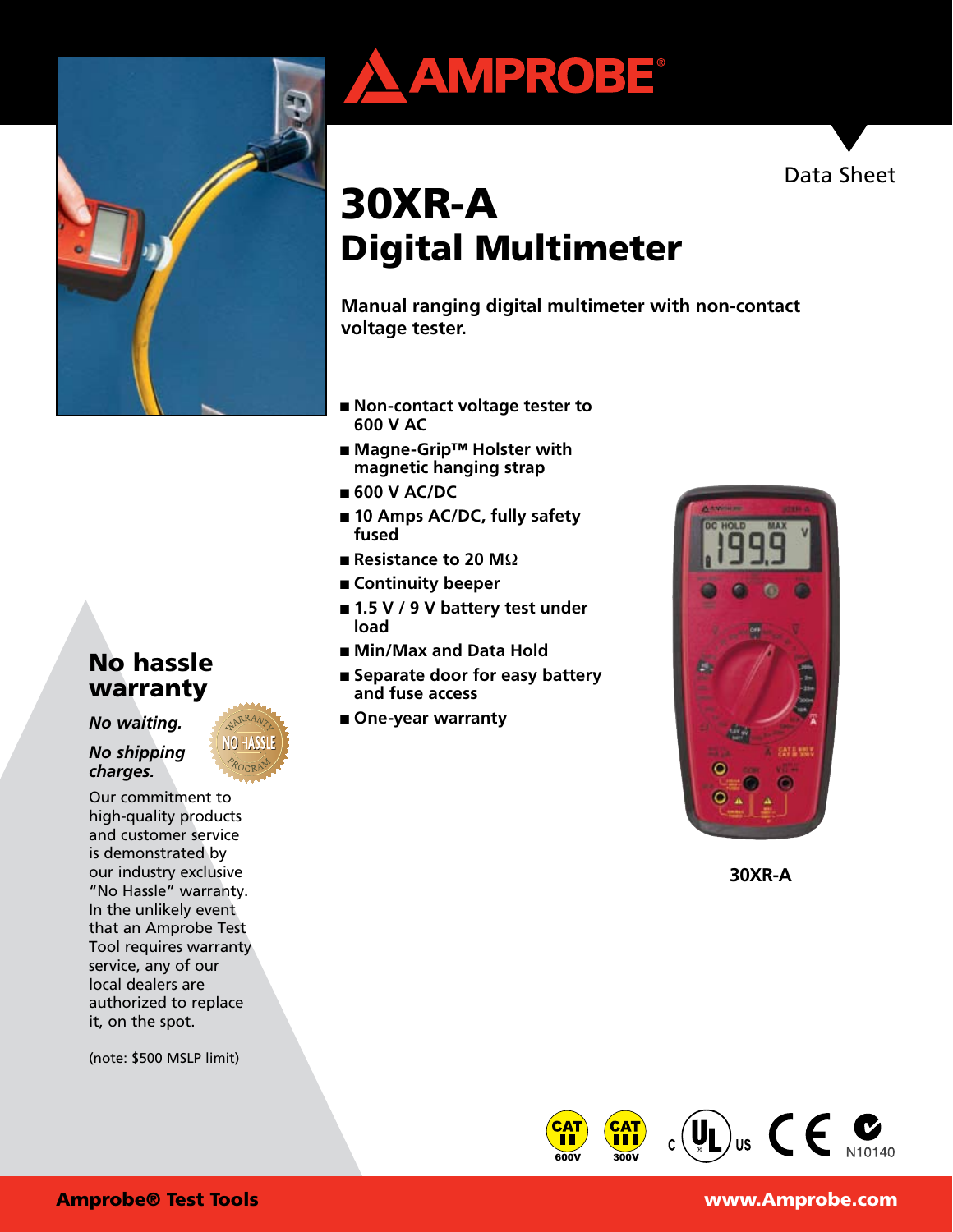AMPROBE®

Data Sheet

# 30XR-A
# Digital Multimeter

**Manual ranging digital multimeter with non-contact voltage tester.**

- **Non-contact voltage tester to 600 V AC**
- **Magne-Grip™ Holster with magnetic hanging strap**
- **600 V AC/DC**
- **10 Amps AC/DC, fully safety fused**
- **Resistance to 20 MΩ**
- **Continuity beeper**
- **1.5 V / 9 V battery test under load**
- **Min/Max and Data Hold**
- **Separate door for easy battery and fuse access**
- **One-year warranty**

**30XR-A**

## No hassle warranty

***No waiting.***

***No shipping charges.***

Our commitment to high-quality products and customer service is demonstrated by our industry exclusive "No Hassle" warranty. In the unlikely event that an Amprobe Test Tool requires warranty service, any of our local dealers are authorized to replace it, on the spot.

(note: $500 MSLP limit)

CAT II 600V CAT III 300V N10140

**Amprobe® Test Tools** **www.Amprobe.com**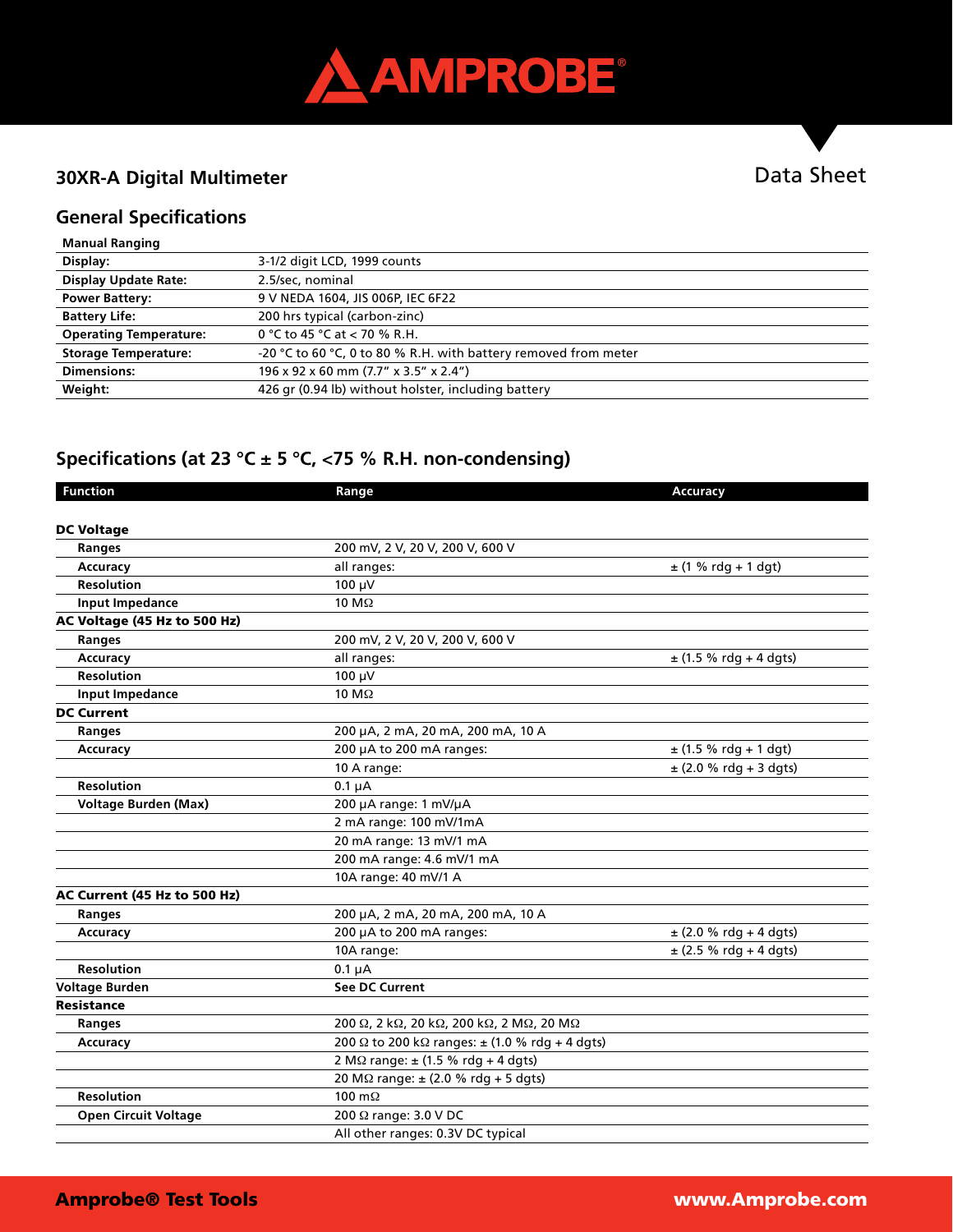## 30XR-A Digital Multimeter

Data Sheet

## General Specifications

| Manual Ranging | |
|---|---|
| **Display:** | 3-1/2 digit LCD, 1999 counts |
| **Display Update Rate:** | 2.5/sec, nominal |
| **Power Battery:** | 9 V NEDA 1604, JIS 006P, IEC 6F22 |
| **Battery Life:** | 200 hrs typical (carbon-zinc) |
| **Operating Temperature:** | 0 °C to 45 °C at < 70 % R.H. |
| **Storage Temperature:** | -20 °C to 60 °C, 0 to 80 % R.H. with battery removed from meter |
| **Dimensions:** | 196 x 92 x 60 mm (7.7" x 3.5" x 2.4") |
| **Weight:** | 426 gr (0.94 lb) without holster, including battery |

## Specifications (at 23 °C ± 5 °C, <75 % R.H. non-condensing)

| Function | Range | Accuracy |
|---|---|---|
| **DC Voltage** | | |
| **Ranges** | 200 mV, 2 V, 20 V, 200 V, 600 V | |
| **Accuracy** | all ranges: | ± (1 % rdg + 1 dgt) |
| **Resolution** | 100 µV | |
| **Input Impedance** | 10 MΩ | |
| **AC Voltage (45 Hz to 500 Hz)** | | |
| **Ranges** | 200 mV, 2 V, 20 V, 200 V, 600 V | |
| **Accuracy** | all ranges: | ± (1.5 % rdg + 4 dgts) |
| **Resolution** | 100 µV | |
| **Input Impedance** | 10 MΩ | |
| **DC Current** | | |
| **Ranges** | 200 µA, 2 mA, 20 mA, 200 mA, 10 A | |
| **Accuracy** | 200 µA to 200 mA ranges: | ± (1.5 % rdg + 1 dgt) |
| | 10 A range: | ± (2.0 % rdg + 3 dgts) |
| **Resolution** | 0.1 µA | |
| **Voltage Burden (Max)** | 200 µA range: 1 mV/µA | |
| | 2 mA range: 100 mV/1mA | |
| | 20 mA range: 13 mV/1 mA | |
| | 200 mA range: 4.6 mV/1 mA | |
| | 10A range: 40 mV/1 A | |
| **AC Current (45 Hz to 500 Hz)** | | |
| **Ranges** | 200 µA, 2 mA, 20 mA, 200 mA, 10 A | |
| **Accuracy** | 200 µA to 200 mA ranges: | ± (2.0 % rdg + 4 dgts) |
| | 10A range: | ± (2.5 % rdg + 4 dgts) |
| **Resolution** | 0.1 µA | |
| **Voltage Burden** | **See DC Current** | |
| **Resistance** | | |
| **Ranges** | 200 Ω, 2 kΩ, 20 kΩ, 200 kΩ, 2 MΩ, 20 MΩ | |
| **Accuracy** | 200 Ω to 200 kΩ ranges: ± (1.0 % rdg + 4 dgts) | |
| | 2 MΩ range: ± (1.5 % rdg + 4 dgts) | |
| | 20 MΩ range: ± (2.0 % rdg + 5 dgts) | |
| **Resolution** | 100 mΩ | |
| **Open Circuit Voltage** | 200 Ω range: 3.0 V DC | |
| | All other ranges: 0.3V DC typical | |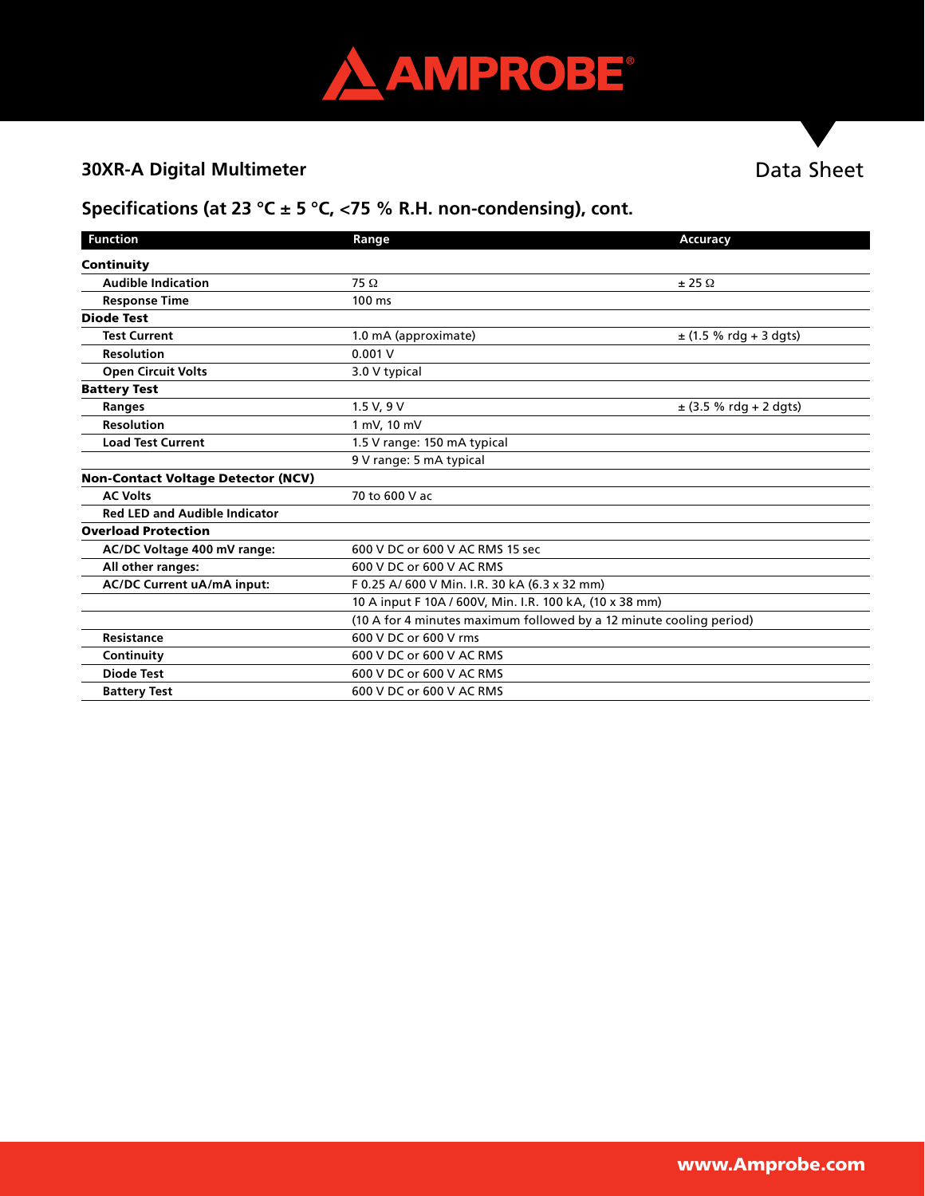## 30XR-A Digital Multimeter

Data Sheet

### Specifications (at 23 °C ± 5 °C, <75 % R.H. non-condensing), cont.

| Function | Range | Accuracy |
|---|---|---|
| **Continuity** | | |
| **Audible Indication** | 75 Ω | ± 25 Ω |
| **Response Time** | 100 ms | |
| **Diode Test** | | |
| **Test Current** | 1.0 mA (approximate) | ± (1.5 % rdg + 3 dgts) |
| **Resolution** | 0.001 V | |
| **Open Circuit Volts** | 3.0 V typical | |
| **Battery Test** | | |
| **Ranges** | 1.5 V, 9 V | ± (3.5 % rdg + 2 dgts) |
| **Resolution** | 1 mV, 10 mV | |
| **Load Test Current** | 1.5 V range: 150 mA typical | |
| | 9 V range: 5 mA typical | |
| **Non-Contact Voltage Detector (NCV)** | | |
| **AC Volts** | 70 to 600 V ac | |
| **Red LED and Audible Indicator** | | |
| **Overload Protection** | | |
| **AC/DC Voltage 400 mV range:** | 600 V DC or 600 V AC RMS 15 sec | |
| **All other ranges:** | 600 V DC or 600 V AC RMS | |
| **AC/DC Current uA/mA input:** | F 0.25 A/ 600 V Min. I.R. 30 kA (6.3 x 32 mm) | |
| | 10 A input F 10A / 600V, Min. I.R. 100 kA, (10 x 38 mm) | |
| | (10 A for 4 minutes maximum followed by a 12 minute cooling period) | |
| **Resistance** | 600 V DC or 600 V rms | |
| **Continuity** | 600 V DC or 600 V AC RMS | |
| **Diode Test** | 600 V DC or 600 V AC RMS | |
| **Battery Test** | 600 V DC or 600 V AC RMS | |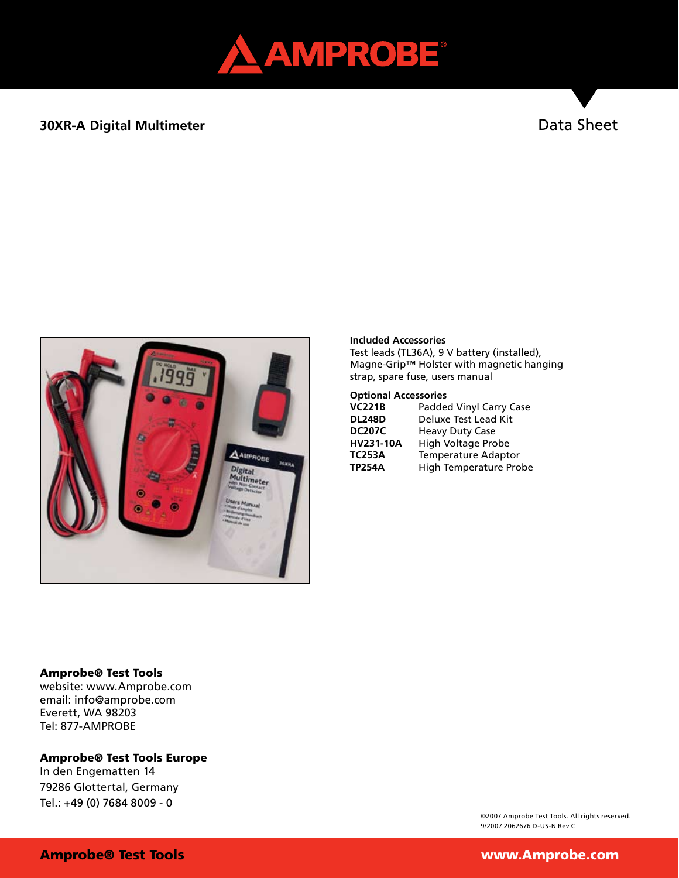# 30XR-A Digital Multimeter

Data Sheet

**Included Accessories**

Test leads (TL36A), 9 V battery (installed), Magne-Grip™ Holster with magnetic hanging strap, spare fuse, users manual

**Optional Accessories**

| | |
|---|---|
| **VC221B** | Padded Vinyl Carry Case |
| **DL248D** | Deluxe Test Lead Kit |
| **DC207C** | Heavy Duty Case |
| **HV231-10A** | High Voltage Probe |
| **TC253A** | Temperature Adaptor |
| **TP254A** | High Temperature Probe |

**Amprobe® Test Tools**
website: www.Amprobe.com
email: info@amprobe.com
Everett, WA 98203
Tel: 877-AMPROBE

**Amprobe® Test Tools Europe**
In den Engematten 14
79286 Glottertal, Germany
Tel.: +49 (0) 7684 8009 - 0

©2007 Amprobe Test Tools. All rights reserved.
9/2007 2062676 D-US-N Rev C